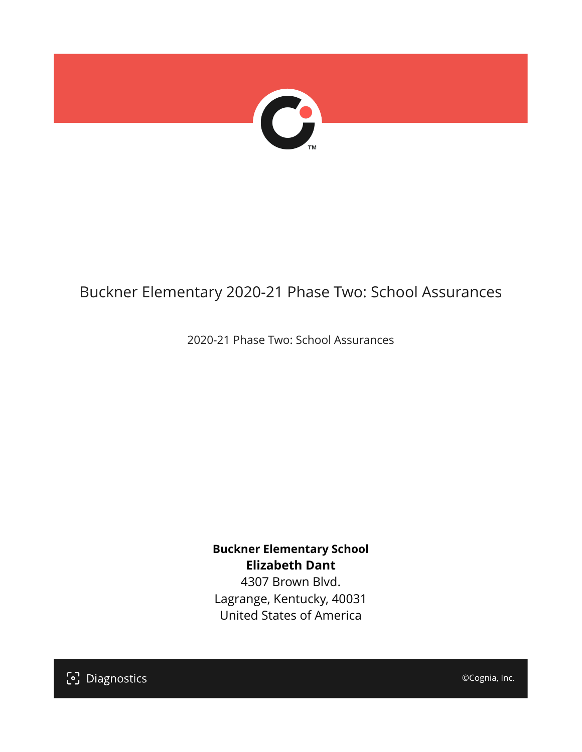# Buckner Elementary 2020-21 Phase Two: School Assurances

2020-21 Phase Two: School Assurances

**Buckner Elementary School**
**Elizabeth Dant**
4307 Brown Blvd.
Lagrange, Kentucky, 40031
United States of America

Diagnostics

©Cognia, Inc.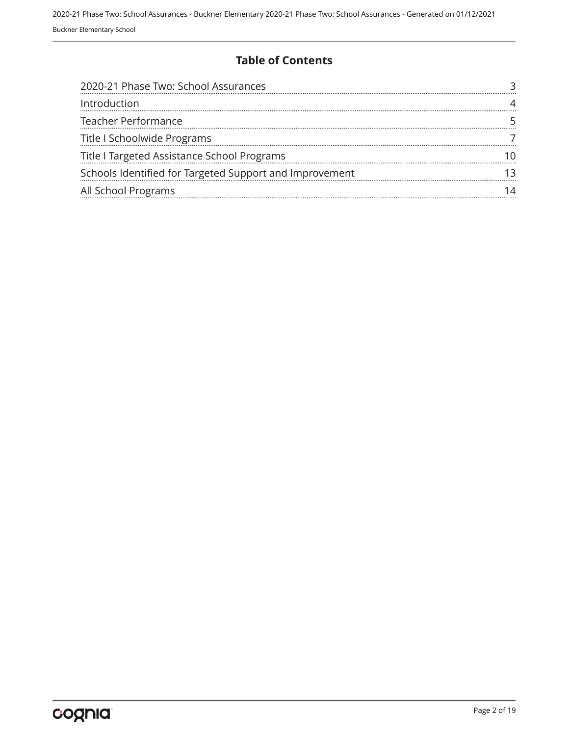# Table of Contents

| | |
|---|---|
| 2020-21 Phase Two: School Assurances | 3 |
| Introduction | 4 |
| Teacher Performance | 5 |
| Title I Schoolwide Programs | 7 |
| Title I Targeted Assistance School Programs | 10 |
| Schools Identified for Targeted Support and Improvement | 13 |
| All School Programs | 14 |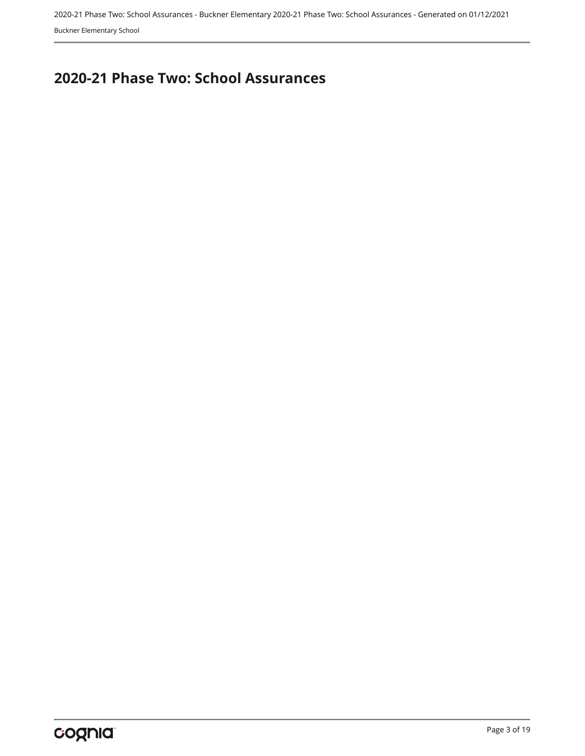# 2020-21 Phase Two: School Assurances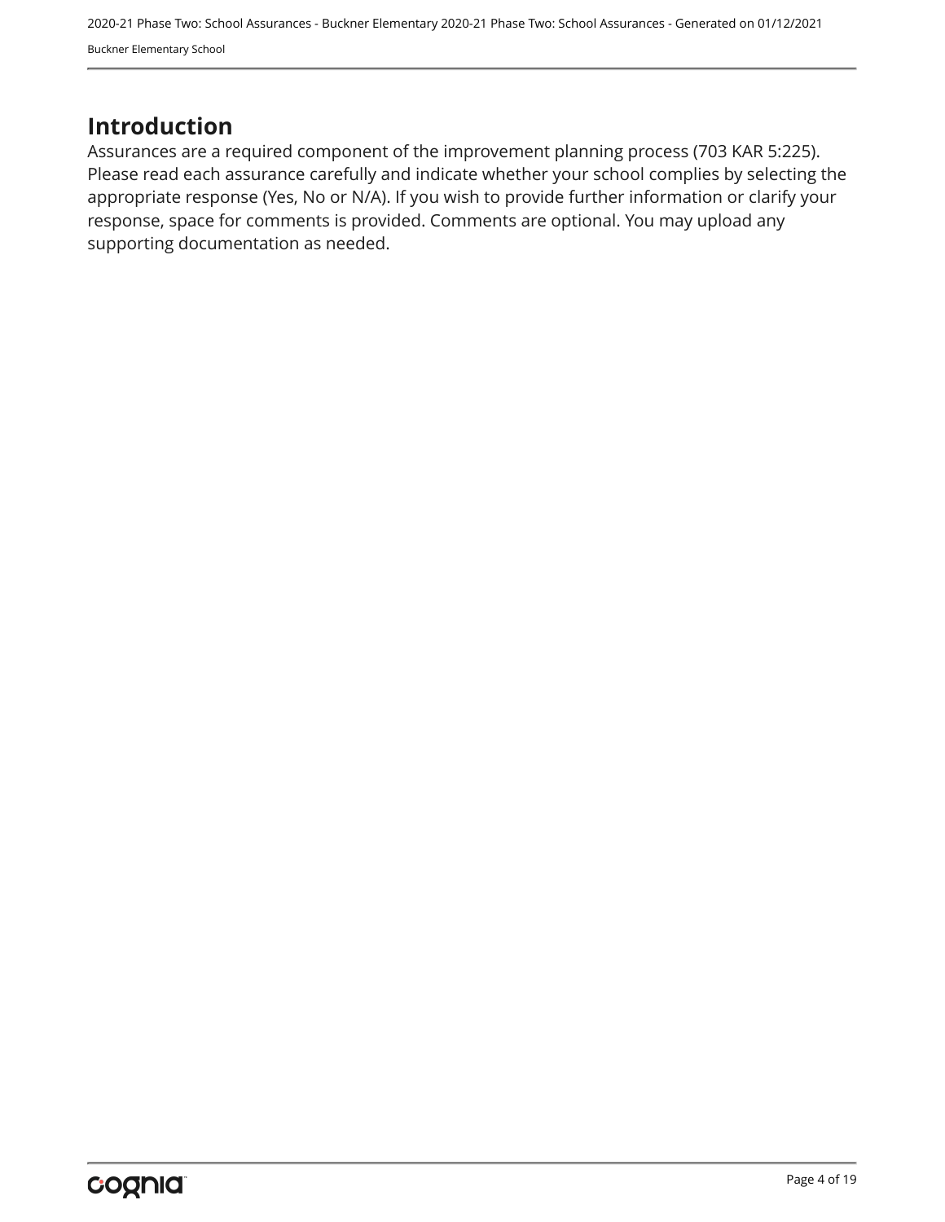## Introduction

Assurances are a required component of the improvement planning process (703 KAR 5:225). Please read each assurance carefully and indicate whether your school complies by selecting the appropriate response (Yes, No or N/A). If you wish to provide further information or clarify your response, space for comments is provided. Comments are optional. You may upload any supporting documentation as needed.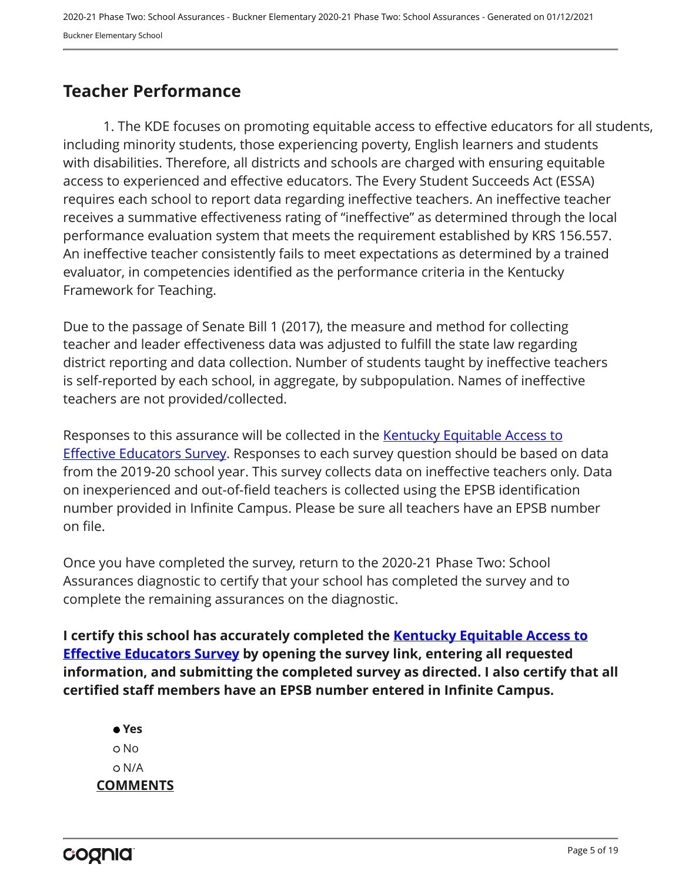## Teacher Performance

1. The KDE focuses on promoting equitable access to effective educators for all students, including minority students, those experiencing poverty, English learners and students with disabilities. Therefore, all districts and schools are charged with ensuring equitable access to experienced and effective educators. The Every Student Succeeds Act (ESSA) requires each school to report data regarding ineffective teachers. An ineffective teacher receives a summative effectiveness rating of "ineffective" as determined through the local performance evaluation system that meets the requirement established by KRS 156.557. An ineffective teacher consistently fails to meet expectations as determined by a trained evaluator, in competencies identified as the performance criteria in the Kentucky Framework for Teaching.

Due to the passage of Senate Bill 1 (2017), the measure and method for collecting teacher and leader effectiveness data was adjusted to fulfill the state law regarding district reporting and data collection. Number of students taught by ineffective teachers is self-reported by each school, in aggregate, by subpopulation. Names of ineffective teachers are not provided/collected.

Responses to this assurance will be collected in the Kentucky Equitable Access to Effective Educators Survey. Responses to each survey question should be based on data from the 2019-20 school year. This survey collects data on ineffective teachers only. Data on inexperienced and out-of-field teachers is collected using the EPSB identification number provided in Infinite Campus. Please be sure all teachers have an EPSB number on file.

Once you have completed the survey, return to the 2020-21 Phase Two: School Assurances diagnostic to certify that your school has completed the survey and to complete the remaining assurances on the diagnostic.

**I certify this school has accurately completed the Kentucky Equitable Access to Effective Educators Survey by opening the survey link, entering all requested information, and submitting the completed survey as directed. I also certify that all certified staff members have an EPSB number entered in Infinite Campus.**

- ● **Yes**
- ○ No
- ○ N/A

**COMMENTS**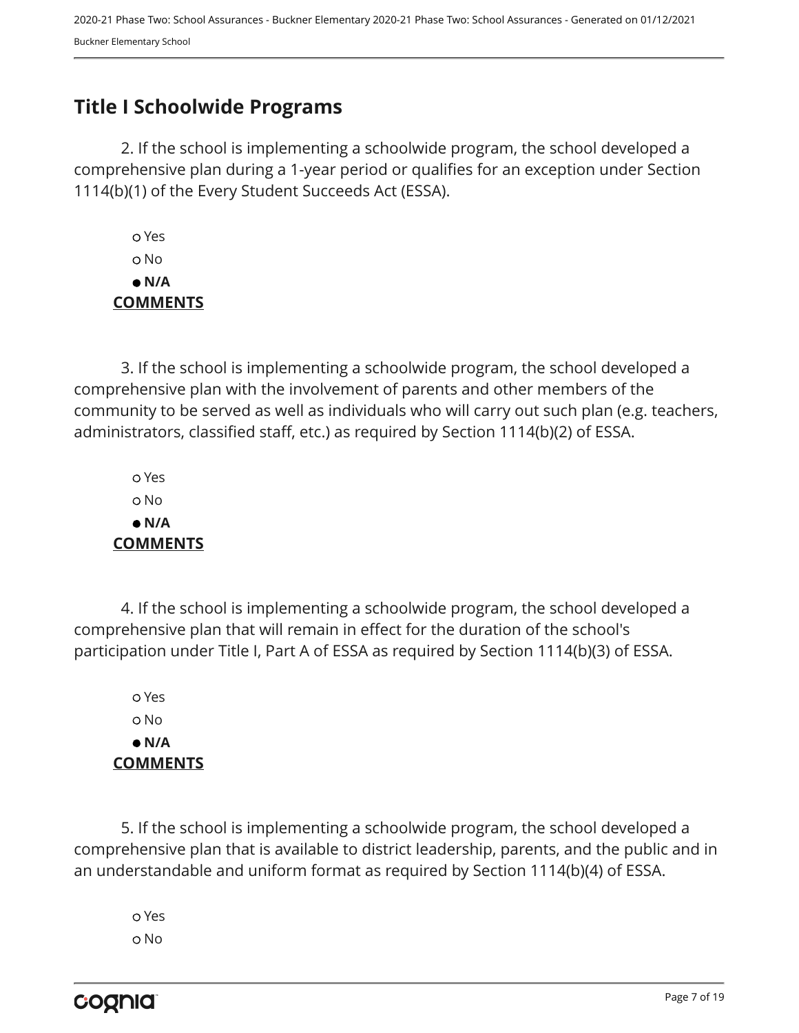## Title I Schoolwide Programs

2. If the school is implementing a schoolwide program, the school developed a comprehensive plan during a 1-year period or qualifies for an exception under Section 1114(b)(1) of the Every Student Succeeds Act (ESSA).

- ○ Yes
- ○ No
- ● **N/A**

**COMMENTS**

3. If the school is implementing a schoolwide program, the school developed a comprehensive plan with the involvement of parents and other members of the community to be served as well as individuals who will carry out such plan (e.g. teachers, administrators, classified staff, etc.) as required by Section 1114(b)(2) of ESSA.

- ○ Yes
- ○ No
- ● **N/A**

**COMMENTS**

4. If the school is implementing a schoolwide program, the school developed a comprehensive plan that will remain in effect for the duration of the school's participation under Title I, Part A of ESSA as required by Section 1114(b)(3) of ESSA.

- ○ Yes
- ○ No
- ● **N/A**

**COMMENTS**

5. If the school is implementing a schoolwide program, the school developed a comprehensive plan that is available to district leadership, parents, and the public and in an understandable and uniform format as required by Section 1114(b)(4) of ESSA.

- ○ Yes
- ○ No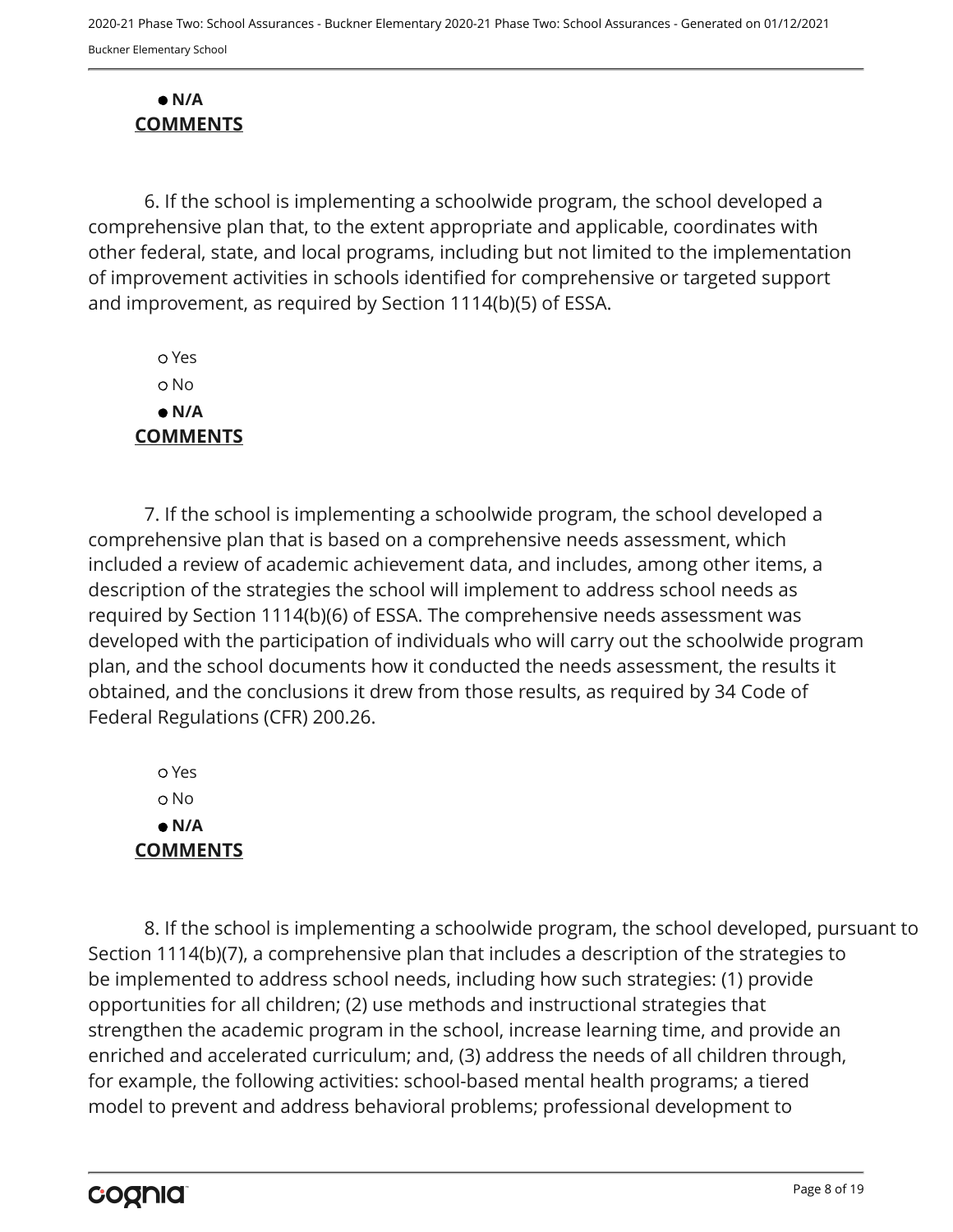- **N/A**

**COMMENTS**

6. If the school is implementing a schoolwide program, the school developed a comprehensive plan that, to the extent appropriate and applicable, coordinates with other federal, state, and local programs, including but not limited to the implementation of improvement activities in schools identified for comprehensive or targeted support and improvement, as required by Section 1114(b)(5) of ESSA.

- Yes
- No
- **N/A**

**COMMENTS**

7. If the school is implementing a schoolwide program, the school developed a comprehensive plan that is based on a comprehensive needs assessment, which included a review of academic achievement data, and includes, among other items, a description of the strategies the school will implement to address school needs as required by Section 1114(b)(6) of ESSA. The comprehensive needs assessment was developed with the participation of individuals who will carry out the schoolwide program plan, and the school documents how it conducted the needs assessment, the results it obtained, and the conclusions it drew from those results, as required by 34 Code of Federal Regulations (CFR) 200.26.

- Yes
- No
- **N/A**

**COMMENTS**

8. If the school is implementing a schoolwide program, the school developed, pursuant to Section 1114(b)(7), a comprehensive plan that includes a description of the strategies to be implemented to address school needs, including how such strategies: (1) provide opportunities for all children; (2) use methods and instructional strategies that strengthen the academic program in the school, increase learning time, and provide an enriched and accelerated curriculum; and, (3) address the needs of all children through, for example, the following activities: school-based mental health programs; a tiered model to prevent and address behavioral problems; professional development to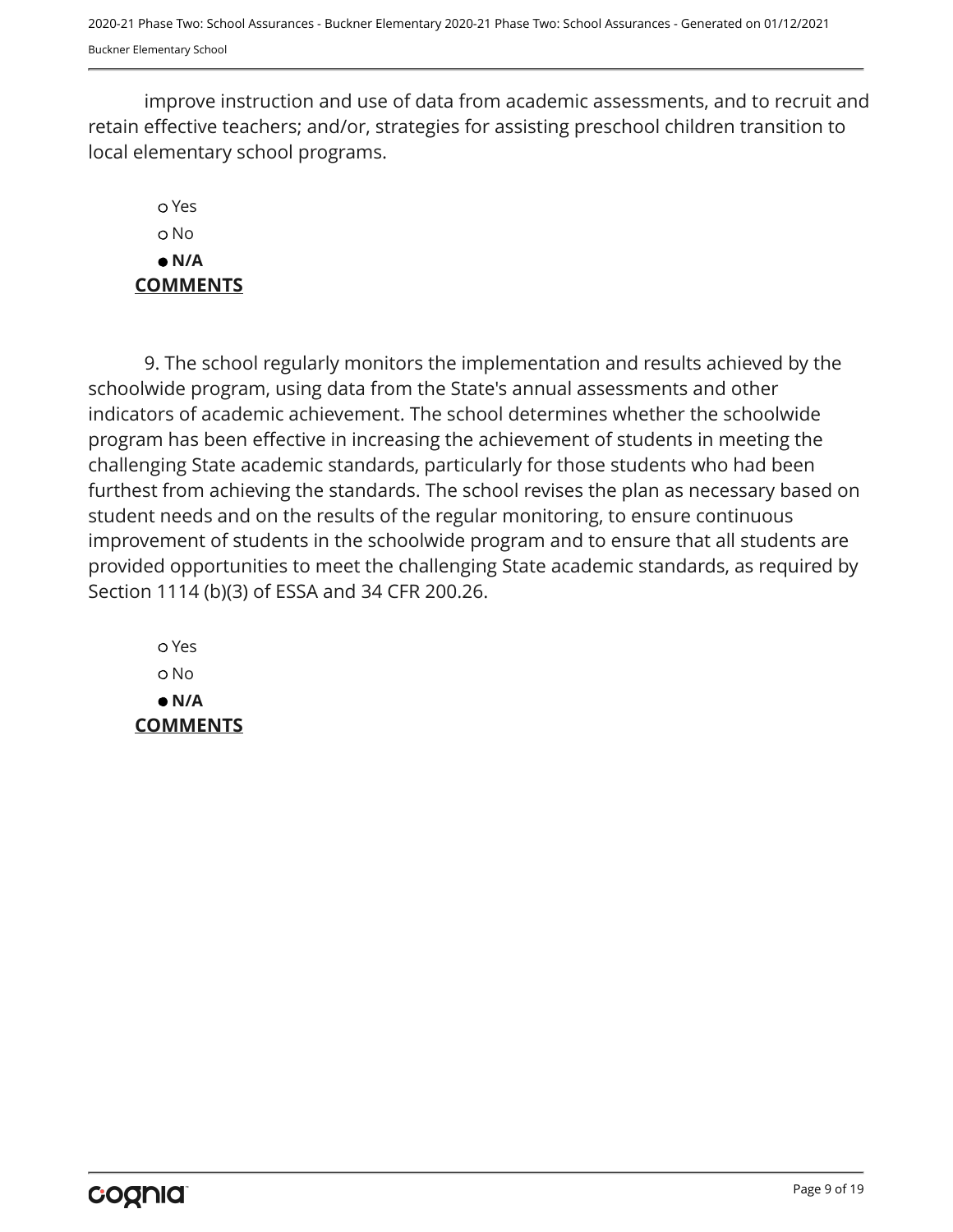improve instruction and use of data from academic assessments, and to recruit and retain effective teachers; and/or, strategies for assisting preschool children transition to local elementary school programs.

○ Yes
○ No
● **N/A**

**COMMENTS**

9. The school regularly monitors the implementation and results achieved by the schoolwide program, using data from the State's annual assessments and other indicators of academic achievement. The school determines whether the schoolwide program has been effective in increasing the achievement of students in meeting the challenging State academic standards, particularly for those students who had been furthest from achieving the standards. The school revises the plan as necessary based on student needs and on the results of the regular monitoring, to ensure continuous improvement of students in the schoolwide program and to ensure that all students are provided opportunities to meet the challenging State academic standards, as required by Section 1114 (b)(3) of ESSA and 34 CFR 200.26.

○ Yes
○ No
● **N/A**

**COMMENTS**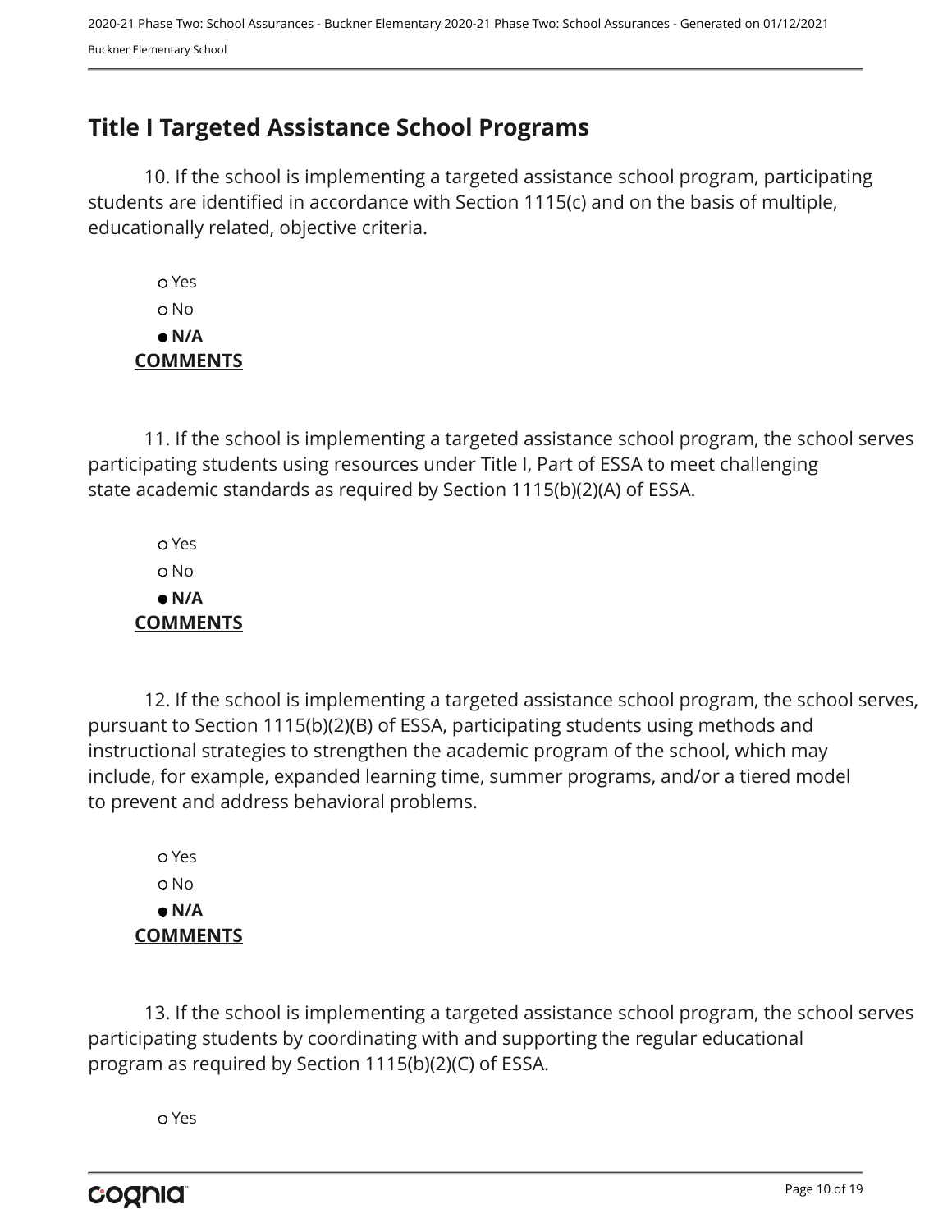## Title I Targeted Assistance School Programs

10. If the school is implementing a targeted assistance school program, participating students are identified in accordance with Section 1115(c) and on the basis of multiple, educationally related, objective criteria.

- Yes
- No
- **N/A**

**COMMENTS**

11. If the school is implementing a targeted assistance school program, the school serves participating students using resources under Title I, Part of ESSA to meet challenging state academic standards as required by Section 1115(b)(2)(A) of ESSA.

- Yes
- No
- **N/A**

**COMMENTS**

12. If the school is implementing a targeted assistance school program, the school serves, pursuant to Section 1115(b)(2)(B) of ESSA, participating students using methods and instructional strategies to strengthen the academic program of the school, which may include, for example, expanded learning time, summer programs, and/or a tiered model to prevent and address behavioral problems.

- Yes
- No
- **N/A**

**COMMENTS**

13. If the school is implementing a targeted assistance school program, the school serves participating students by coordinating with and supporting the regular educational program as required by Section 1115(b)(2)(C) of ESSA.

- Yes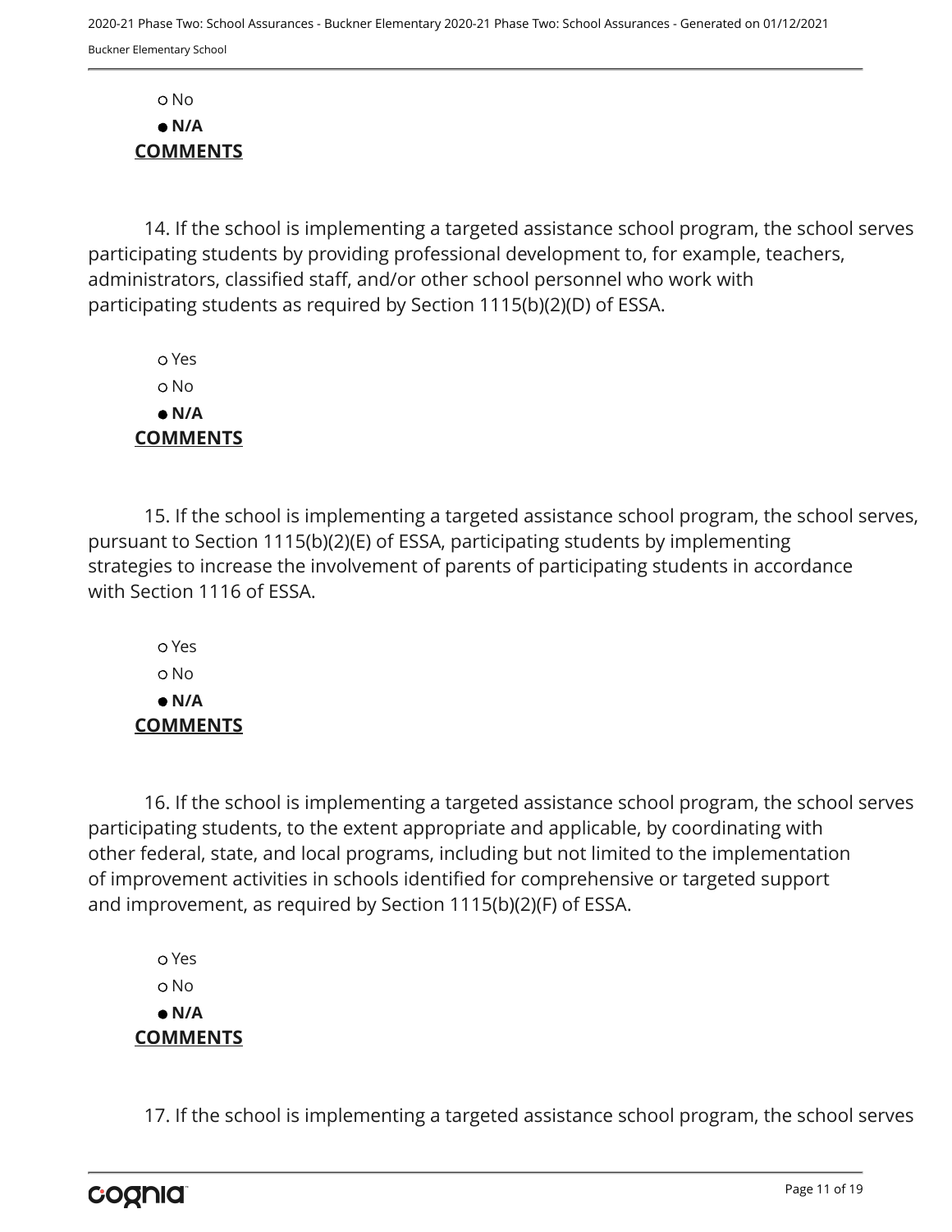- ○ No
- ● **N/A**

**COMMENTS**

14. If the school is implementing a targeted assistance school program, the school serves participating students by providing professional development to, for example, teachers, administrators, classified staff, and/or other school personnel who work with participating students as required by Section 1115(b)(2)(D) of ESSA.

- ○ Yes
- ○ No
- ● **N/A**

**COMMENTS**

15. If the school is implementing a targeted assistance school program, the school serves, pursuant to Section 1115(b)(2)(E) of ESSA, participating students by implementing strategies to increase the involvement of parents of participating students in accordance with Section 1116 of ESSA.

- ○ Yes
- ○ No
- ● **N/A**

**COMMENTS**

16. If the school is implementing a targeted assistance school program, the school serves participating students, to the extent appropriate and applicable, by coordinating with other federal, state, and local programs, including but not limited to the implementation of improvement activities in schools identified for comprehensive or targeted support and improvement, as required by Section 1115(b)(2)(F) of ESSA.

- ○ Yes
- ○ No
- ● **N/A**

**COMMENTS**

17. If the school is implementing a targeted assistance school program, the school serves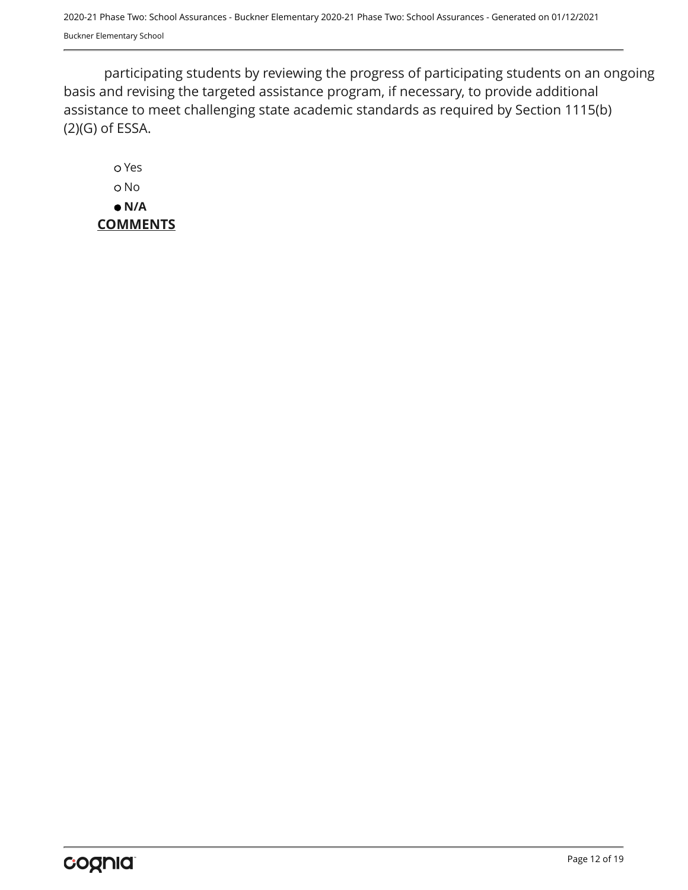participating students by reviewing the progress of participating students on an ongoing basis and revising the targeted assistance program, if necessary, to provide additional assistance to meet challenging state academic standards as required by Section 1115(b)(2)(G) of ESSA.

○ Yes

○ No

● **N/A**

**COMMENTS**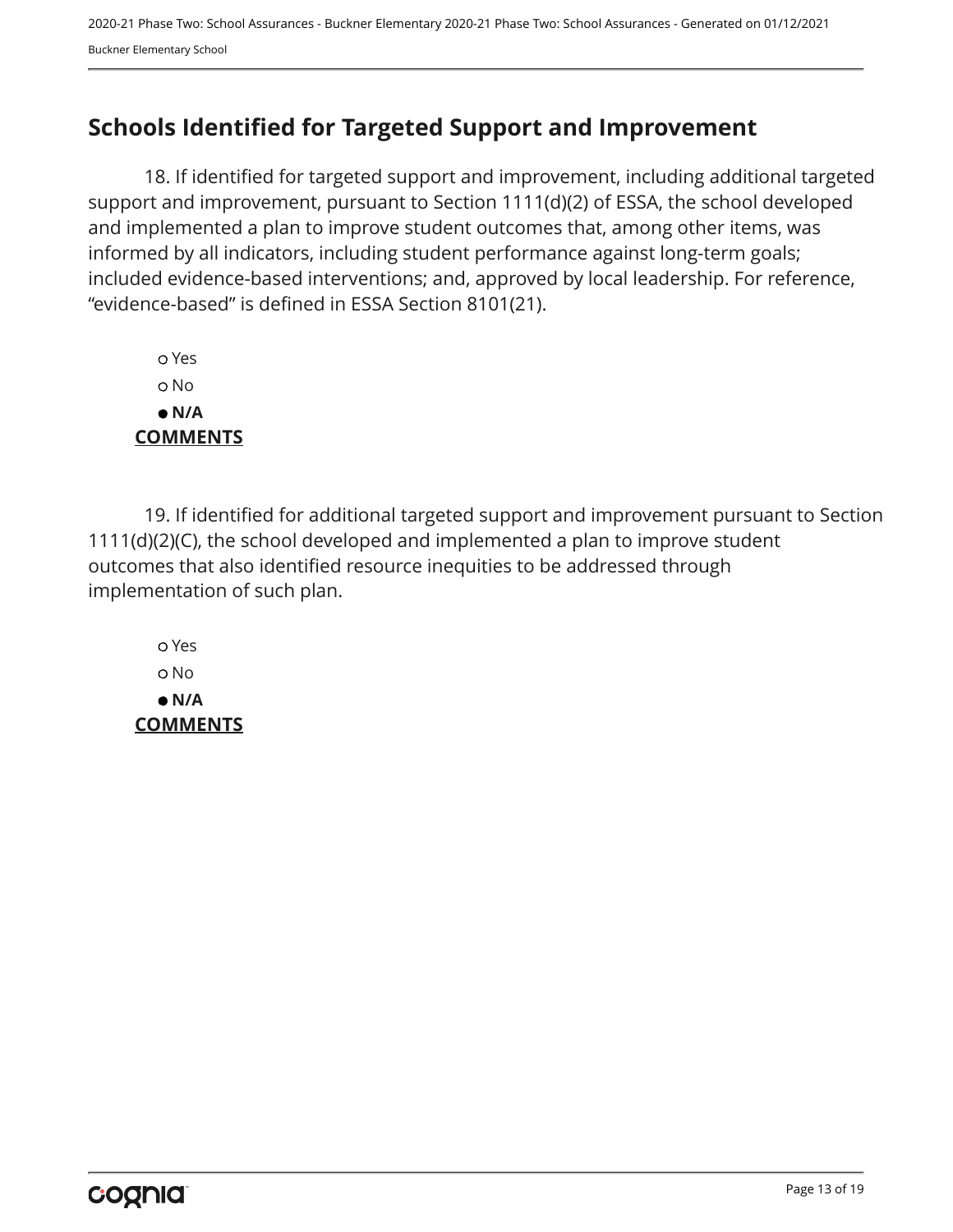## Schools Identified for Targeted Support and Improvement

18. If identified for targeted support and improvement, including additional targeted support and improvement, pursuant to Section 1111(d)(2) of ESSA, the school developed and implemented a plan to improve student outcomes that, among other items, was informed by all indicators, including student performance against long-term goals; included evidence-based interventions; and, approved by local leadership. For reference, “evidence-based” is defined in ESSA Section 8101(21).

- ○ Yes
- ○ No
- ● **N/A**

**COMMENTS**

19. If identified for additional targeted support and improvement pursuant to Section 1111(d)(2)(C), the school developed and implemented a plan to improve student outcomes that also identified resource inequities to be addressed through implementation of such plan.

- ○ Yes
- ○ No
- ● **N/A**

**COMMENTS**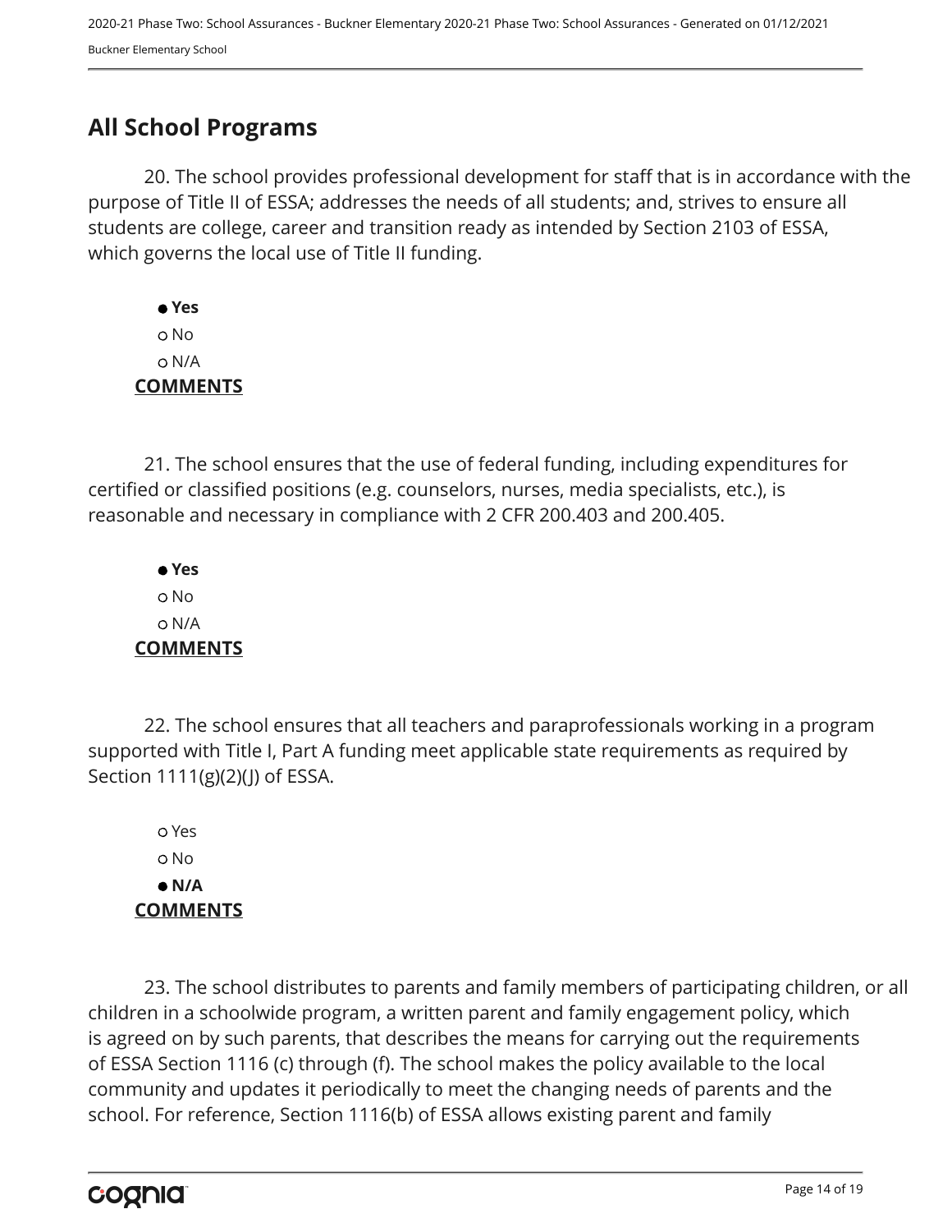## All School Programs

20. The school provides professional development for staff that is in accordance with the purpose of Title II of ESSA; addresses the needs of all students; and, strives to ensure all students are college, career and transition ready as intended by Section 2103 of ESSA, which governs the local use of Title II funding.

- ● **Yes**
- ○ No
- ○ N/A

**COMMENTS**

21. The school ensures that the use of federal funding, including expenditures for certified or classified positions (e.g. counselors, nurses, media specialists, etc.), is reasonable and necessary in compliance with 2 CFR 200.403 and 200.405.

- ● **Yes**
- ○ No
- ○ N/A

**COMMENTS**

22. The school ensures that all teachers and paraprofessionals working in a program supported with Title I, Part A funding meet applicable state requirements as required by Section 1111(g)(2)(J) of ESSA.

- ○ Yes
- ○ No
- ● **N/A**

**COMMENTS**

23. The school distributes to parents and family members of participating children, or all children in a schoolwide program, a written parent and family engagement policy, which is agreed on by such parents, that describes the means for carrying out the requirements of ESSA Section 1116 (c) through (f). The school makes the policy available to the local community and updates it periodically to meet the changing needs of parents and the school. For reference, Section 1116(b) of ESSA allows existing parent and family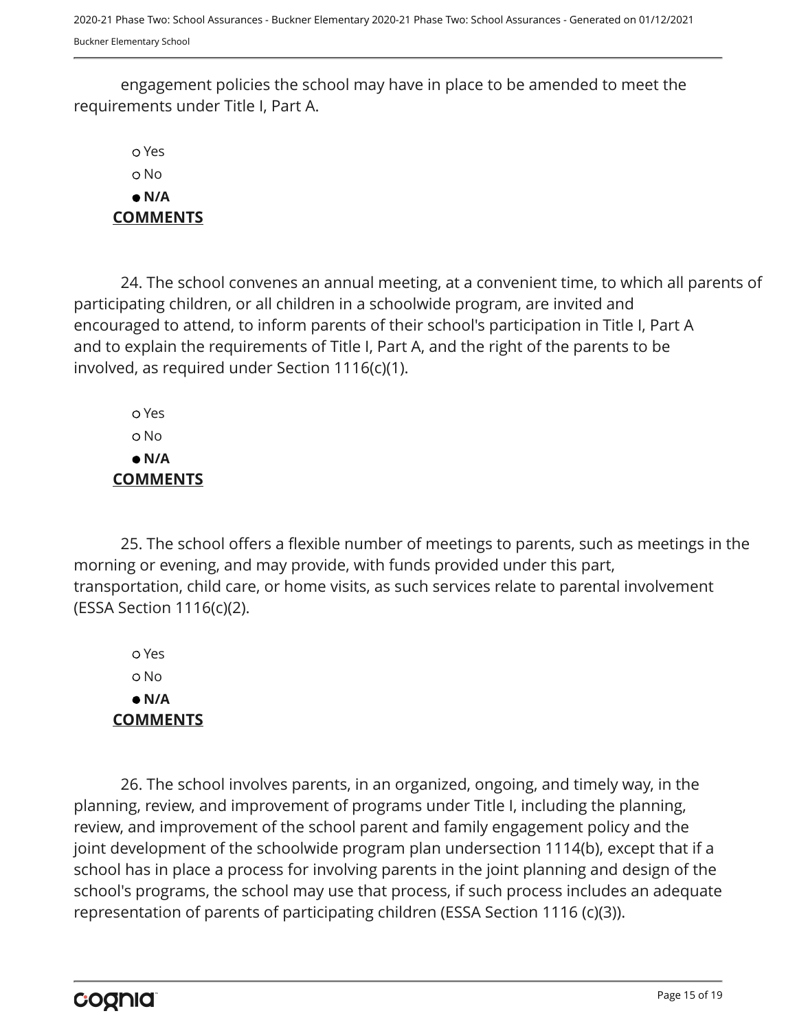engagement policies the school may have in place to be amended to meet the requirements under Title I, Part A.

- ○ Yes
- ○ No
- ● **N/A**

**COMMENTS**

24. The school convenes an annual meeting, at a convenient time, to which all parents of participating children, or all children in a schoolwide program, are invited and encouraged to attend, to inform parents of their school's participation in Title I, Part A and to explain the requirements of Title I, Part A, and the right of the parents to be involved, as required under Section 1116(c)(1).

- ○ Yes
- ○ No
- ● **N/A**

**COMMENTS**

25. The school offers a flexible number of meetings to parents, such as meetings in the morning or evening, and may provide, with funds provided under this part, transportation, child care, or home visits, as such services relate to parental involvement (ESSA Section 1116(c)(2).

- ○ Yes
- ○ No
- ● **N/A**

**COMMENTS**

26. The school involves parents, in an organized, ongoing, and timely way, in the planning, review, and improvement of programs under Title I, including the planning, review, and improvement of the school parent and family engagement policy and the joint development of the schoolwide program plan undersection 1114(b), except that if a school has in place a process for involving parents in the joint planning and design of the school's programs, the school may use that process, if such process includes an adequate representation of parents of participating children (ESSA Section 1116 (c)(3)).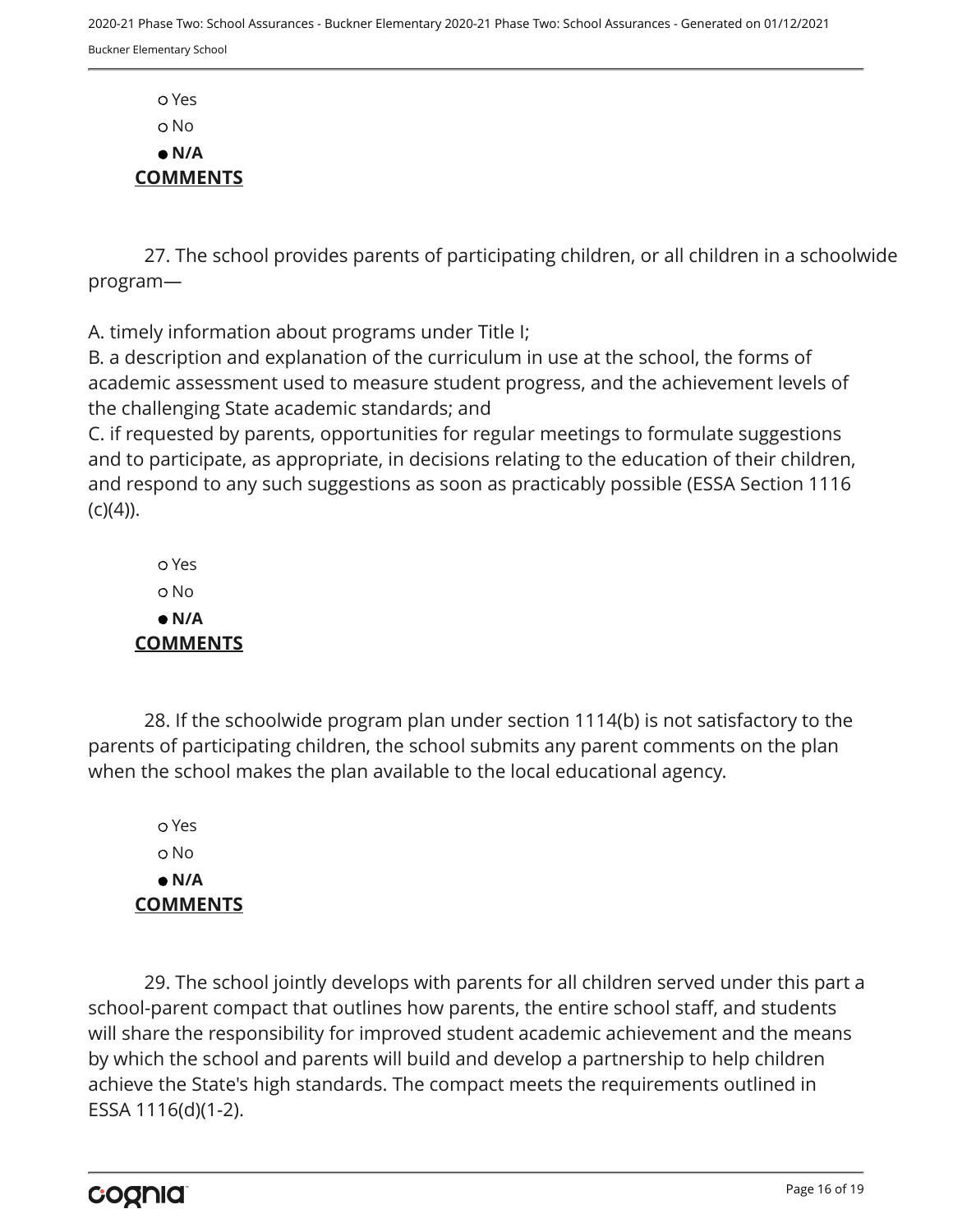- ○ Yes
- ○ No
- ● **N/A**

**COMMENTS**

27. The school provides parents of participating children, or all children in a schoolwide program—

A. timely information about programs under Title I;
B. a description and explanation of the curriculum in use at the school, the forms of academic assessment used to measure student progress, and the achievement levels of the challenging State academic standards; and
C. if requested by parents, opportunities for regular meetings to formulate suggestions and to participate, as appropriate, in decisions relating to the education of their children, and respond to any such suggestions as soon as practicably possible (ESSA Section 1116 (c)(4)).

- ○ Yes
- ○ No
- ● **N/A**

**COMMENTS**

28. If the schoolwide program plan under section 1114(b) is not satisfactory to the parents of participating children, the school submits any parent comments on the plan when the school makes the plan available to the local educational agency.

- ○ Yes
- ○ No
- ● **N/A**

**COMMENTS**

29. The school jointly develops with parents for all children served under this part a school-parent compact that outlines how parents, the entire school staff, and students will share the responsibility for improved student academic achievement and the means by which the school and parents will build and develop a partnership to help children achieve the State's high standards. The compact meets the requirements outlined in ESSA 1116(d)(1-2).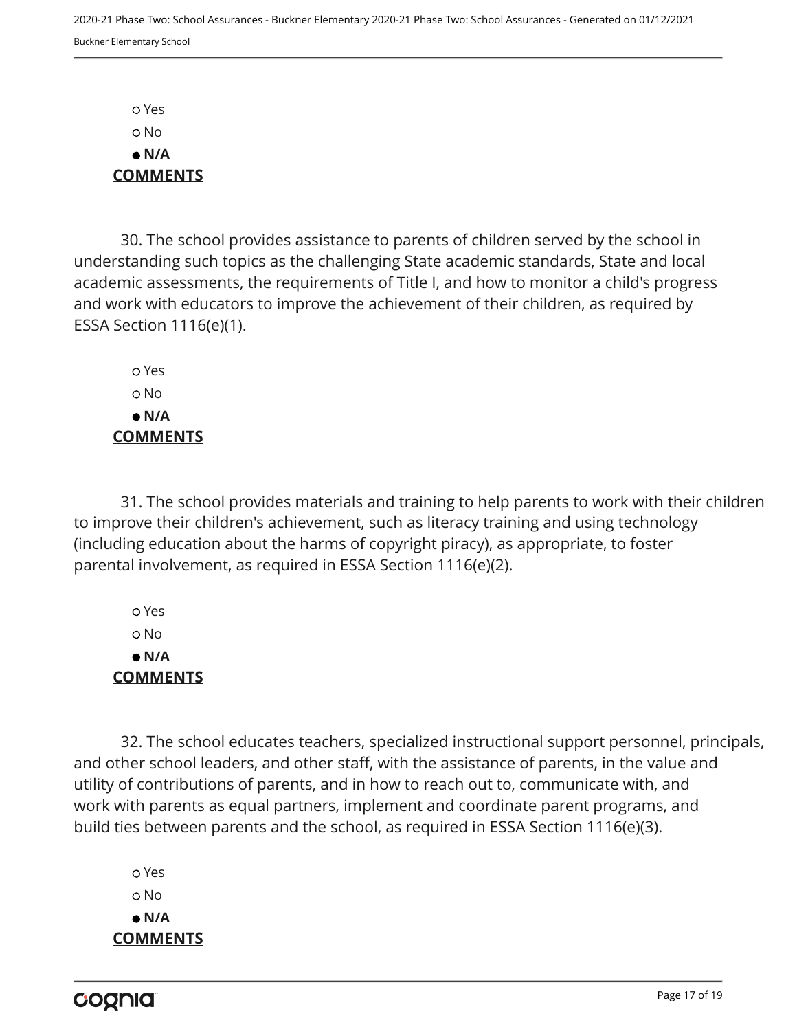○ Yes
○ No
● **N/A**

**COMMENTS**

30. The school provides assistance to parents of children served by the school in understanding such topics as the challenging State academic standards, State and local academic assessments, the requirements of Title I, and how to monitor a child's progress and work with educators to improve the achievement of their children, as required by ESSA Section 1116(e)(1).

○ Yes
○ No
● **N/A**

**COMMENTS**

31. The school provides materials and training to help parents to work with their children to improve their children's achievement, such as literacy training and using technology (including education about the harms of copyright piracy), as appropriate, to foster parental involvement, as required in ESSA Section 1116(e)(2).

○ Yes
○ No
● **N/A**

**COMMENTS**

32. The school educates teachers, specialized instructional support personnel, principals, and other school leaders, and other staff, with the assistance of parents, in the value and utility of contributions of parents, and in how to reach out to, communicate with, and work with parents as equal partners, implement and coordinate parent programs, and build ties between parents and the school, as required in ESSA Section 1116(e)(3).

○ Yes
○ No
● **N/A**

**COMMENTS**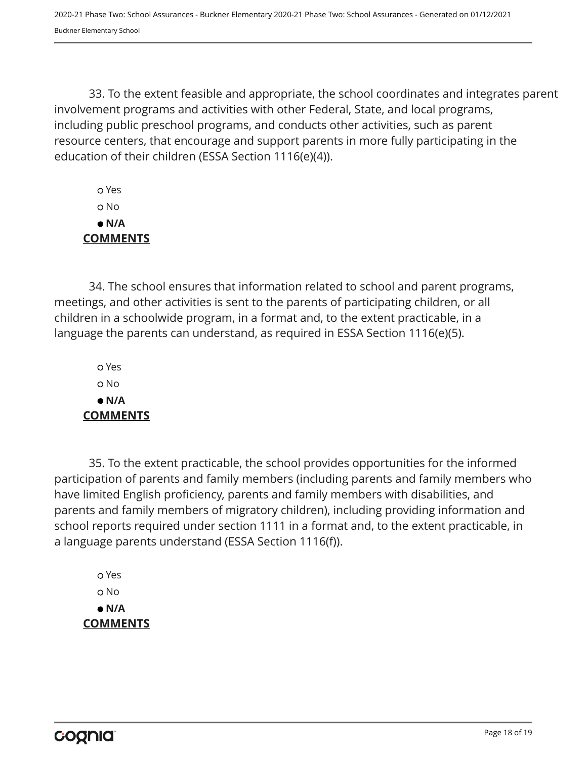33. To the extent feasible and appropriate, the school coordinates and integrates parent involvement programs and activities with other Federal, State, and local programs, including public preschool programs, and conducts other activities, such as parent resource centers, that encourage and support parents in more fully participating in the education of their children (ESSA Section 1116(e)(4)).

- ○ Yes
- ○ No
- ● **N/A**

**COMMENTS**

34. The school ensures that information related to school and parent programs, meetings, and other activities is sent to the parents of participating children, or all children in a schoolwide program, in a format and, to the extent practicable, in a language the parents can understand, as required in ESSA Section 1116(e)(5).

- ○ Yes
- ○ No
- ● **N/A**

**COMMENTS**

35. To the extent practicable, the school provides opportunities for the informed participation of parents and family members (including parents and family members who have limited English proficiency, parents and family members with disabilities, and parents and family members of migratory children), including providing information and school reports required under section 1111 in a format and, to the extent practicable, in a language parents understand (ESSA Section 1116(f)).

- ○ Yes
- ○ No
- ● **N/A**

**COMMENTS**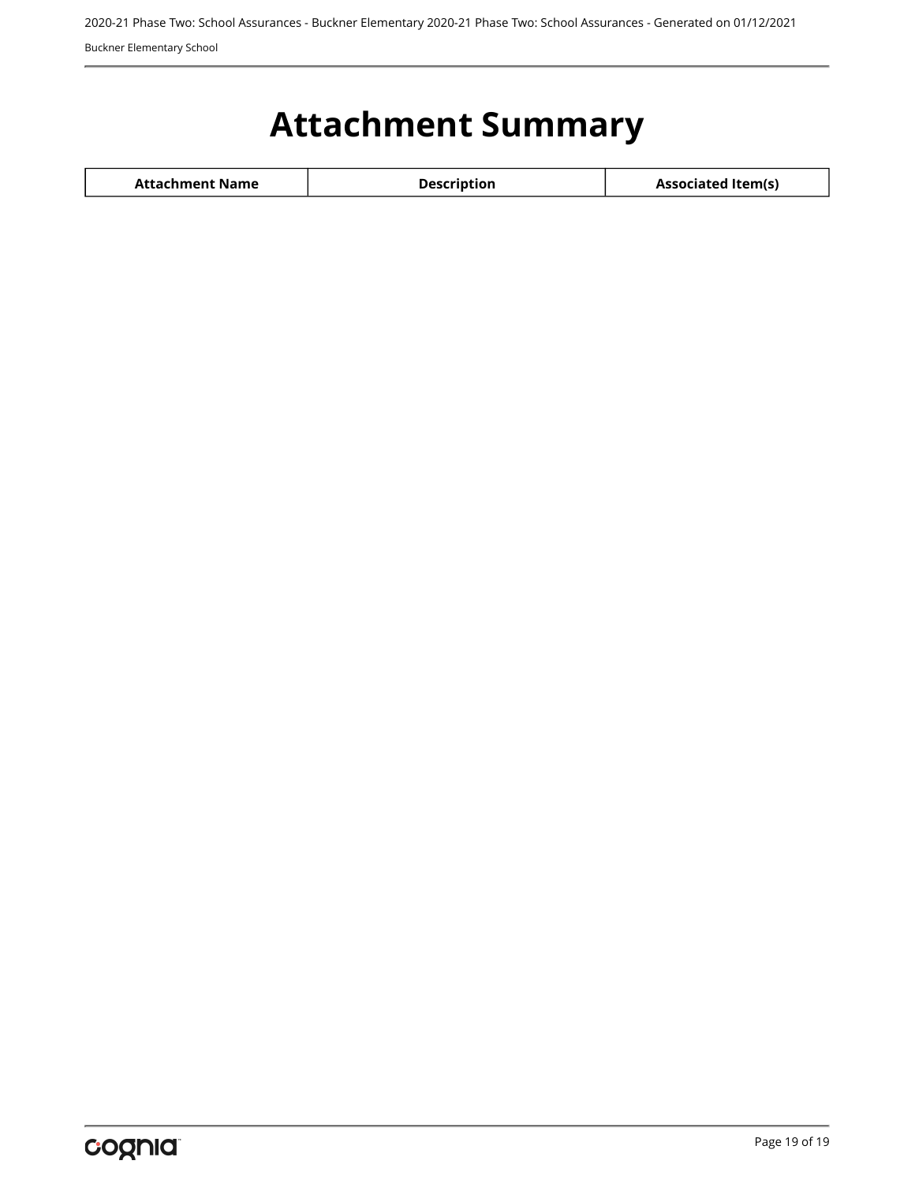# Attachment Summary

| Attachment Name | Description | Associated Item(s) |
| --- | --- | --- |